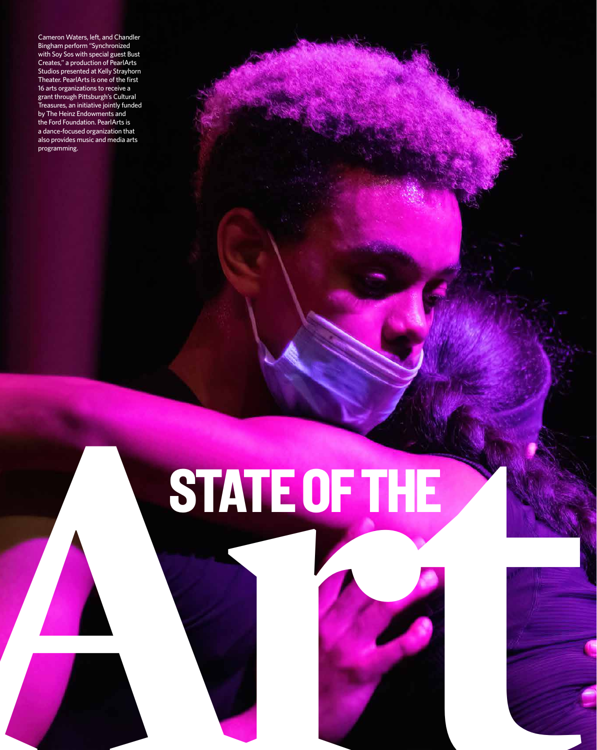Cameron Waters, left, and Chandler Bingham perform "Synchronized with Soy Sos with special guest Bust Creates," a production of PearlArts Studios presented at Kelly Strayhorn Theater. PearlArts is one of the first 16 arts organizations to receive a grant through Pittsburgh's Cultural Treasures, an initiative jointly funded by The Heinz Endowments and the Ford Foundation. PearlArts is a dance-focused organization that also provides music and media arts programming.

# STATE OF THE Art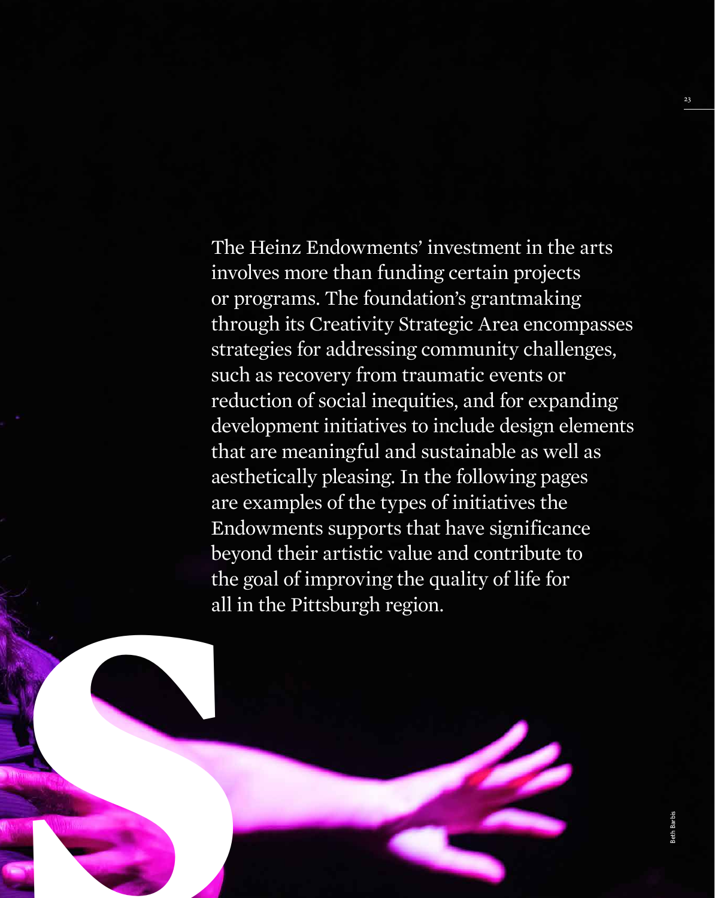The Heinz Endowments' investment in the arts involves more than funding certain projects or programs. The foundation's grantmaking through its Creativity Strategic Area encompasses strategies for addressing community challenges, such as recovery from traumatic events or reduction of social inequities, and for expanding development initiatives to include design elements that are meaningful and sustainable as well as aesthetically pleasing. In the following pages are examples of the types of initiatives the Endowments supports that have significance beyond their artistic value and contribute to the goal of improving the quality of life for all in the Pittsburgh region.

Beth Barbis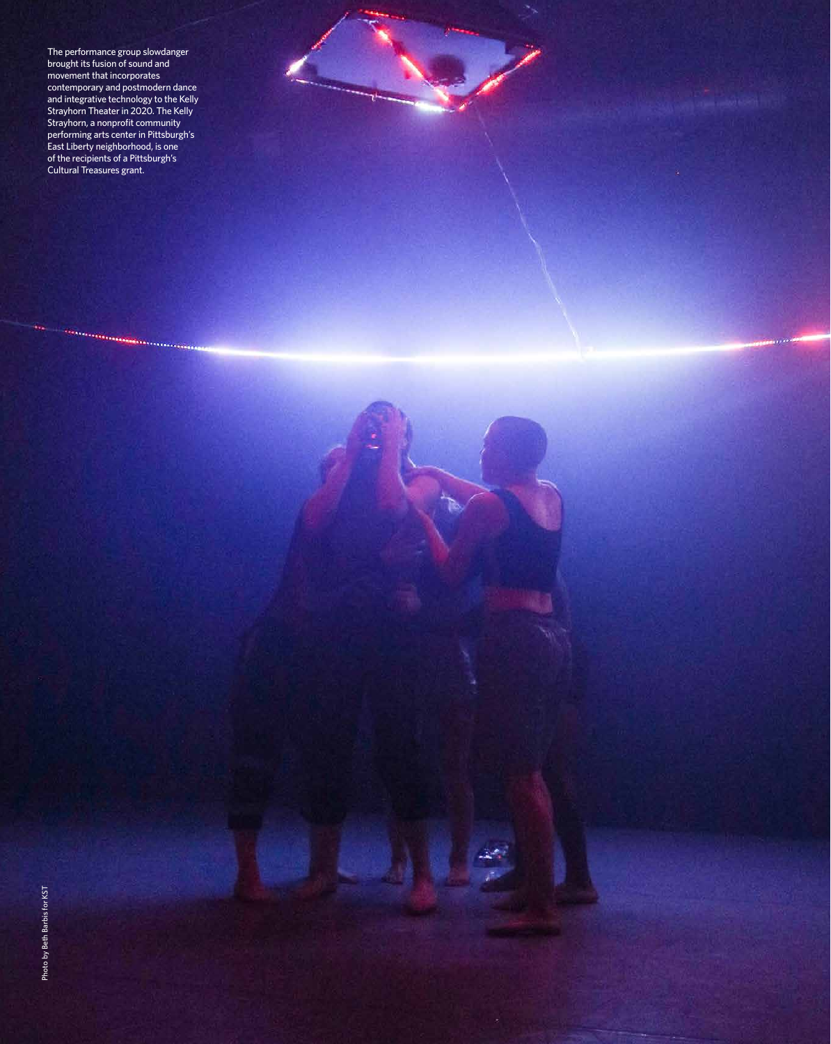The performance group slowdanger brought its fusion of sound and movement that incorporates contemporary and postmodern dance and integrative technology to the Kelly Strayhorn Theater in 2020. The Kelly Strayhorn, a nonprofit community performing arts center in Pittsburgh's East Liberty neighborhood, is one of the recipients of a Pittsburgh's Cultural Treasures grant.

Photo by Beth Barbis for KST